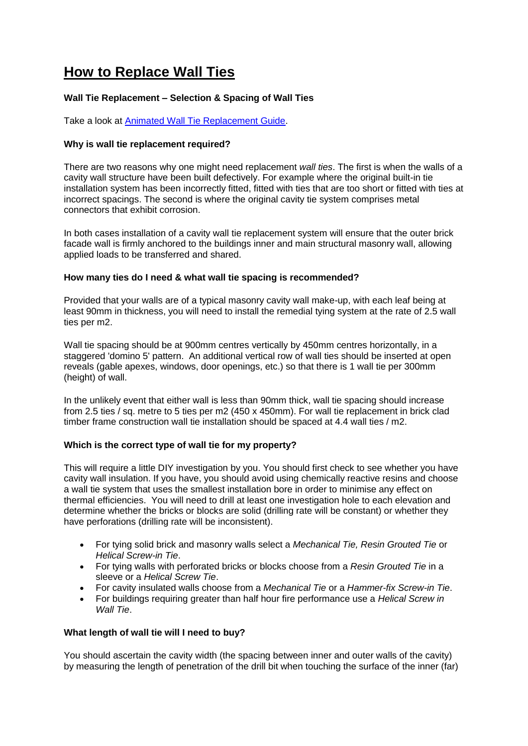# How to Replace Wall Ties

**Wall Tie Replacement – Selection & Spacing of Wall Ties**

Take a look at [Animated Wall Tie Replacement Guide](#).

**Why is wall tie replacement required?**

There are two reasons why one might need replacement *wall ties*. The first is when the walls of a cavity wall structure have been built defectively. For example where the original built-in tie installation system has been incorrectly fitted, fitted with ties that are too short or fitted with ties at incorrect spacings. The second is where the original cavity tie system comprises metal connectors that exhibit corrosion.

In both cases installation of a cavity wall tie replacement system will ensure that the outer brick facade wall is firmly anchored to the buildings inner and main structural masonry wall, allowing applied loads to be transferred and shared.

**How many ties do I need & what wall tie spacing is recommended?**

Provided that your walls are of a typical masonry cavity wall make-up, with each leaf being at least 90mm in thickness, you will need to install the remedial tying system at the rate of 2.5 wall ties per m2.

Wall tie spacing should be at 900mm centres vertically by 450mm centres horizontally, in a staggered 'domino 5' pattern. An additional vertical row of wall ties should be inserted at open reveals (gable apexes, windows, door openings, etc.) so that there is 1 wall tie per 300mm (height) of wall.

In the unlikely event that either wall is less than 90mm thick, wall tie spacing should increase from 2.5 ties / sq. metre to 5 ties per m2 (450 x 450mm). For wall tie replacement in brick clad timber frame construction wall tie installation should be spaced at 4.4 wall ties / m2.

**Which is the correct type of wall tie for my property?**

This will require a little DIY investigation by you. You should first check to see whether you have cavity wall insulation. If you have, you should avoid using chemically reactive resins and choose a wall tie system that uses the smallest installation bore in order to minimise any effect on thermal efficiencies. You will need to drill at least one investigation hole to each elevation and determine whether the bricks or blocks are solid (drilling rate will be constant) or whether they have perforations (drilling rate will be inconsistent).

- For tying solid brick and masonry walls select a *Mechanical Tie, Resin Grouted Tie* or *Helical Screw-in Tie*.
- For tying walls with perforated bricks or blocks choose from a *Resin Grouted Tie* in a sleeve or a *Helical Screw Tie*.
- For cavity insulated walls choose from a *Mechanical Tie* or a *Hammer-fix Screw-in Tie*.
- For buildings requiring greater than half hour fire performance use a *Helical Screw in Wall Tie*.

**What length of wall tie will I need to buy?**

You should ascertain the cavity width (the spacing between inner and outer walls of the cavity) by measuring the length of penetration of the drill bit when touching the surface of the inner (far)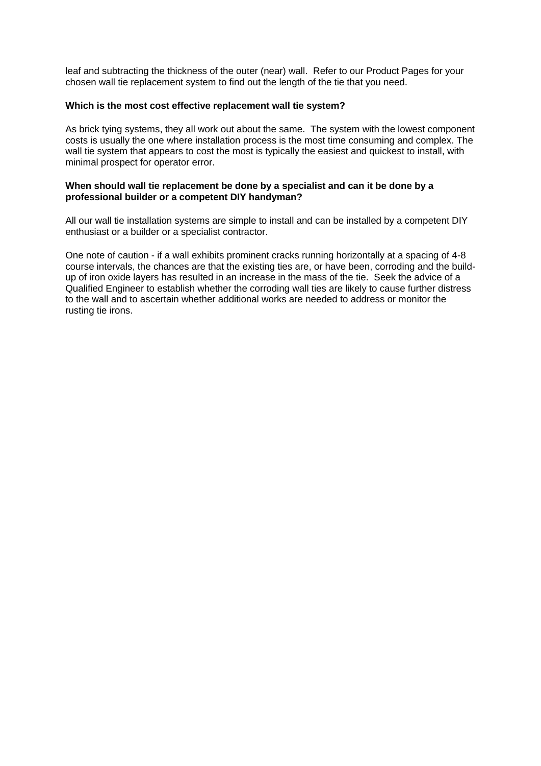leaf and subtracting the thickness of the outer (near) wall.  Refer to our Product Pages for your chosen wall tie replacement system to find out the length of the tie that you need.

**Which is the most cost effective replacement wall tie system?**

As brick tying systems, they all work out about the same.  The system with the lowest component costs is usually the one where installation process is the most time consuming and complex. The wall tie system that appears to cost the most is typically the easiest and quickest to install, with minimal prospect for operator error.

**When should wall tie replacement be done by a specialist and can it be done by a professional builder or a competent DIY handyman?**

All our wall tie installation systems are simple to install and can be installed by a competent DIY enthusiast or a builder or a specialist contractor.

One note of caution - if a wall exhibits prominent cracks running horizontally at a spacing of 4-8 course intervals, the chances are that the existing ties are, or have been, corroding and the build-up of iron oxide layers has resulted in an increase in the mass of the tie.  Seek the advice of a Qualified Engineer to establish whether the corroding wall ties are likely to cause further distress to the wall and to ascertain whether additional works are needed to address or monitor the rusting tie irons.